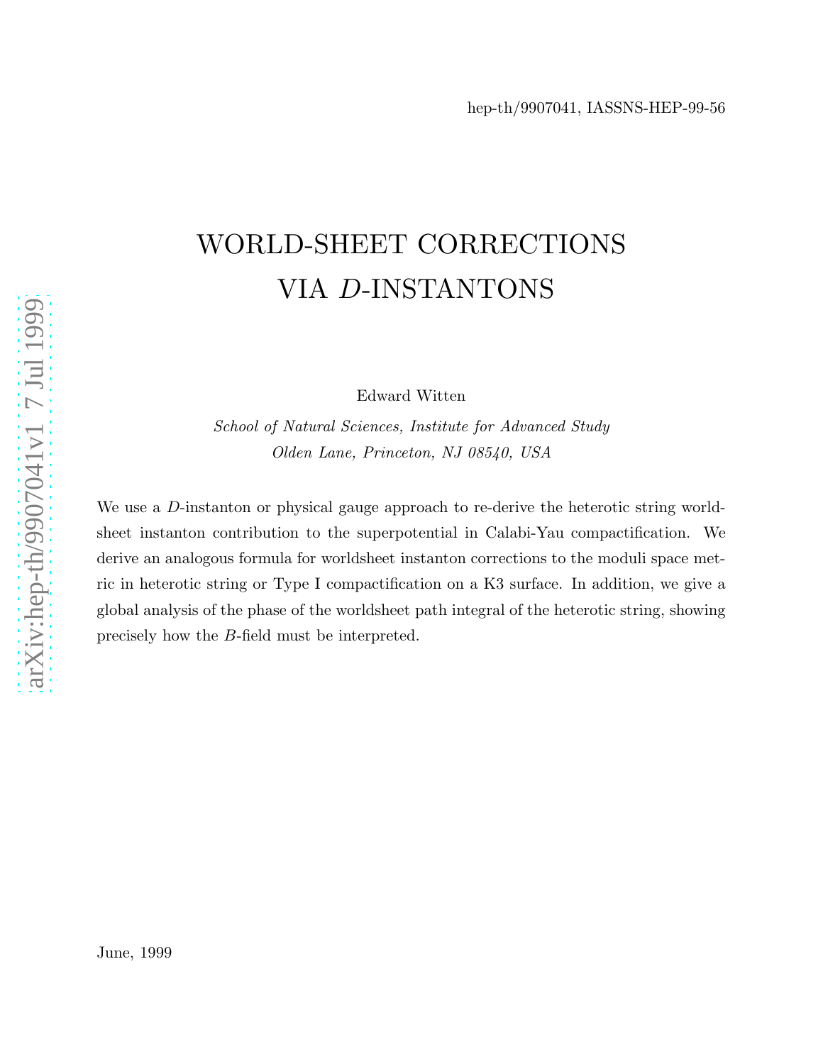hep-th/9907041, IASSNS-HEP-99-56

# WORLD-SHEET CORRECTIONS VIA $D$-INSTANTONS

Edward Witten

*School of Natural Sciences, Institute for Advanced Study*
*Olden Lane, Princeton, NJ 08540, USA*

We use a $D$-instanton or physical gauge approach to re-derive the heterotic string world-sheet instanton contribution to the superpotential in Calabi-Yau compactification. We derive an analogous formula for worldsheet instanton corrections to the moduli space metric in heterotic string or Type I compactification on a K3 surface. In addition, we give a global analysis of the phase of the worldsheet path integral of the heterotic string, showing precisely how the $B$-field must be interpreted.

June, 1999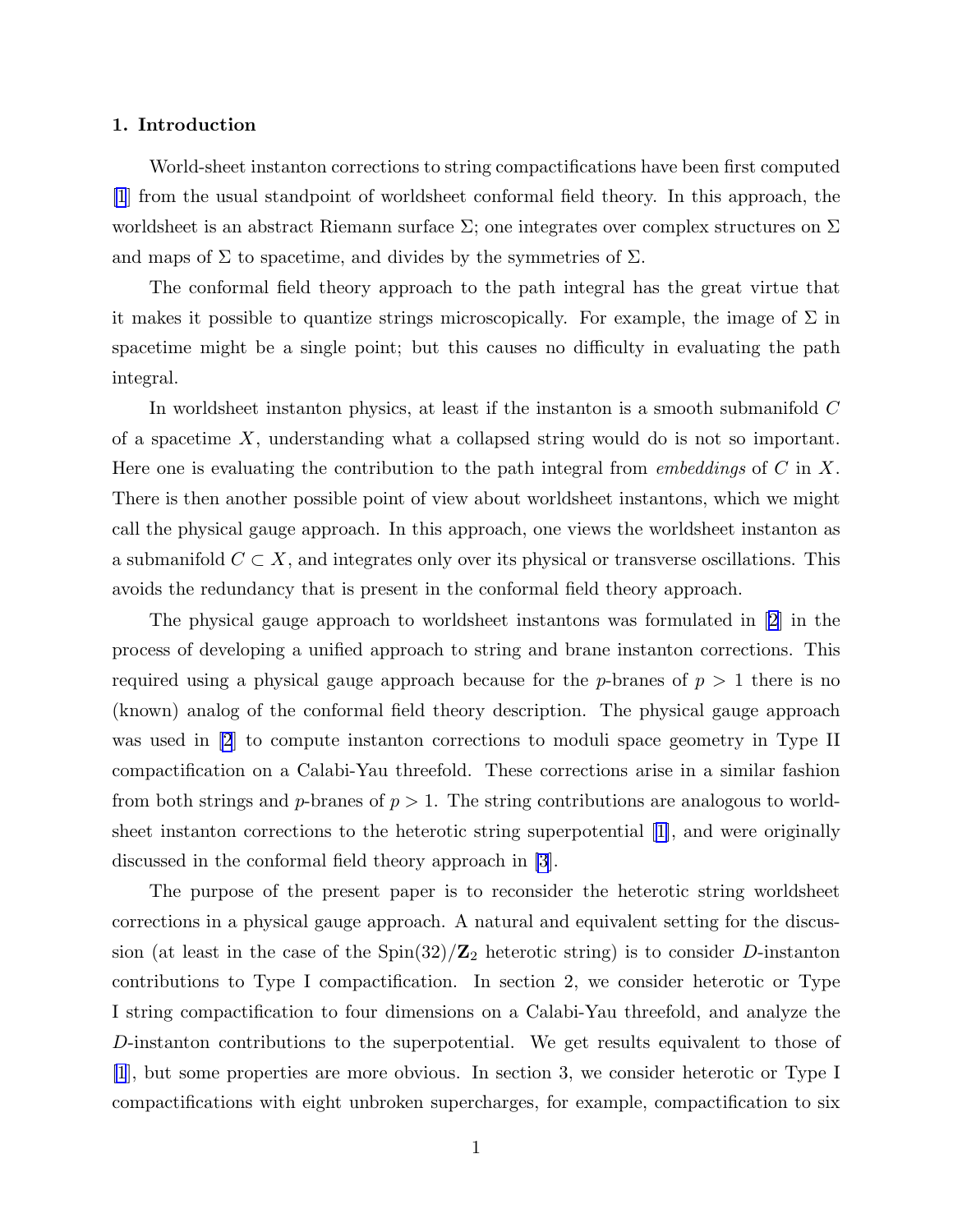## 1. Introduction

World-sheet instanton corrections to string compactifications have been first computed [1] from the usual standpoint of worldsheet conformal field theory. In this approach, the worldsheet is an abstract Riemann surface $\Sigma$; one integrates over complex structures on $\Sigma$ and maps of $\Sigma$ to spacetime, and divides by the symmetries of $\Sigma$.

The conformal field theory approach to the path integral has the great virtue that it makes it possible to quantize strings microscopically. For example, the image of $\Sigma$ in spacetime might be a single point; but this causes no difficulty in evaluating the path integral.

In worldsheet instanton physics, at least if the instanton is a smooth submanifold $C$ of a spacetime $X$, understanding what a collapsed string would do is not so important. Here one is evaluating the contribution to the path integral from *embeddings* of $C$ in $X$. There is then another possible point of view about worldsheet instantons, which we might call the physical gauge approach. In this approach, one views the worldsheet instanton as a submanifold $C \subset X$, and integrates only over its physical or transverse oscillations. This avoids the redundancy that is present in the conformal field theory approach.

The physical gauge approach to worldsheet instantons was formulated in [2] in the process of developing a unified approach to string and brane instanton corrections. This required using a physical gauge approach because for the $p$-branes of $p > 1$ there is no (known) analog of the conformal field theory description. The physical gauge approach was used in [2] to compute instanton corrections to moduli space geometry in Type II compactification on a Calabi-Yau threefold. These corrections arise in a similar fashion from both strings and $p$-branes of $p > 1$. The string contributions are analogous to worldsheet instanton corrections to the heterotic string superpotential [1], and were originally discussed in the conformal field theory approach in [3].

The purpose of the present paper is to reconsider the heterotic string worldsheet corrections in a physical gauge approach. A natural and equivalent setting for the discussion (at least in the case of the $\mathrm{Spin}(32)/\mathbf{Z}_2$ heterotic string) is to consider $D$-instanton contributions to Type I compactification. In section 2, we consider heterotic or Type I string compactification to four dimensions on a Calabi-Yau threefold, and analyze the $D$-instanton contributions to the superpotential. We get results equivalent to those of [1], but some properties are more obvious. In section 3, we consider heterotic or Type I compactifications with eight unbroken supercharges, for example, compactification to six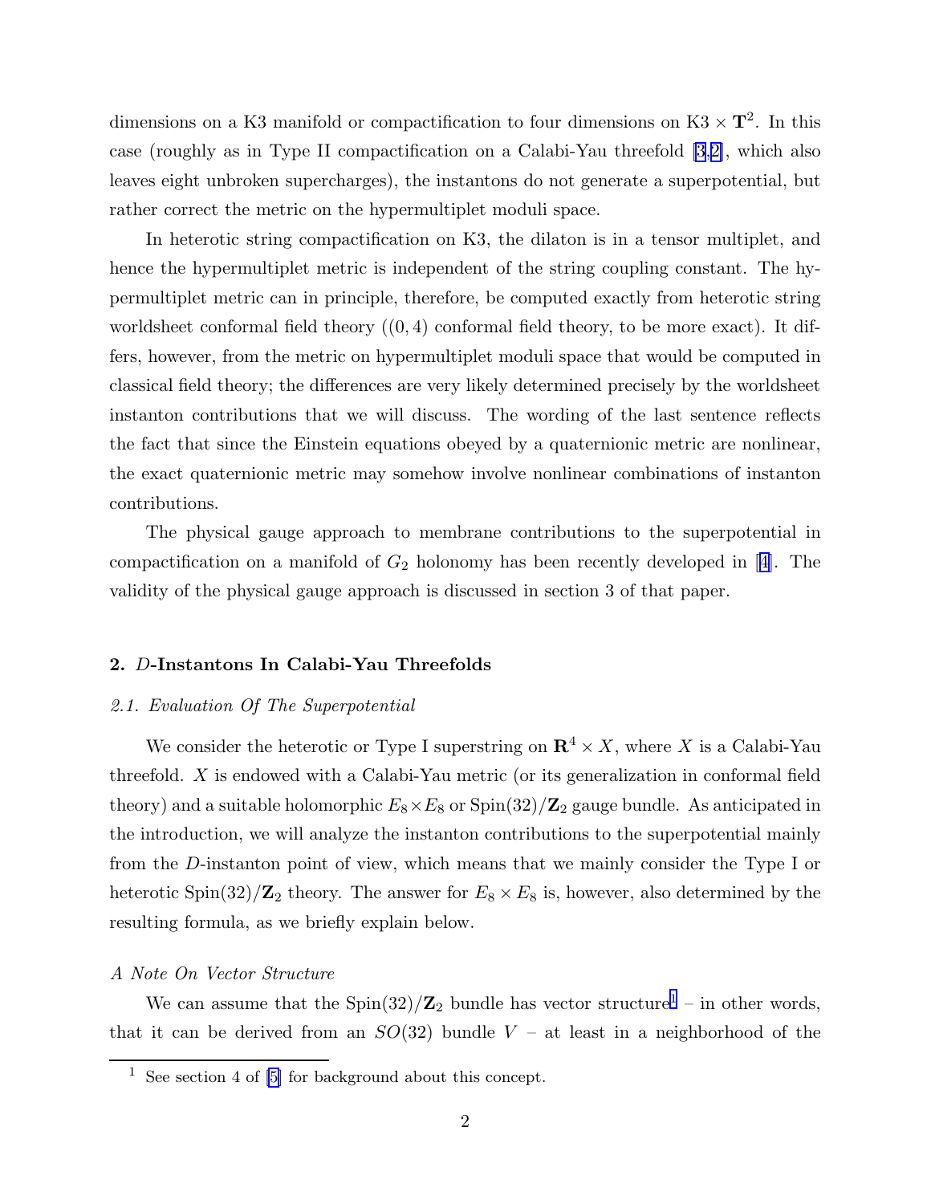dimensions on a K3 manifold or compactification to four dimensions on K3 $\times$ $\mathbf{T}^2$. In this case (roughly as in Type II compactification on a Calabi-Yau threefold [3,2], which also leaves eight unbroken supercharges), the instantons do not generate a superpotential, but rather correct the metric on the hypermultiplet moduli space.

In heterotic string compactification on K3, the dilaton is in a tensor multiplet, and hence the hypermultiplet metric is independent of the string coupling constant. The hypermultiplet metric can in principle, therefore, be computed exactly from heterotic string worldsheet conformal field theory ($(0,4)$ conformal field theory, to be more exact). It differs, however, from the metric on hypermultiplet moduli space that would be computed in classical field theory; the differences are very likely determined precisely by the worldsheet instanton contributions that we will discuss. The wording of the last sentence reflects the fact that since the Einstein equations obeyed by a quaternionic metric are nonlinear, the exact quaternionic metric may somehow involve nonlinear combinations of instanton contributions.

The physical gauge approach to membrane contributions to the superpotential in compactification on a manifold of $G_2$ holonomy has been recently developed in [4]. The validity of the physical gauge approach is discussed in section 3 of that paper.

## 2. $D$-Instantons In Calabi-Yau Threefolds

### *2.1. Evaluation Of The Superpotential*

We consider the heterotic or Type I superstring on $\mathbf{R}^4 \times X$, where $X$ is a Calabi-Yau threefold. $X$ is endowed with a Calabi-Yau metric (or its generalization in conformal field theory) and a suitable holomorphic $E_8 \times E_8$ or $\mathrm{Spin}(32)/\mathbf{Z}_2$ gauge bundle. As anticipated in the introduction, we will analyze the instanton contributions to the superpotential mainly from the $D$-instanton point of view, which means that we mainly consider the Type I or heterotic $\mathrm{Spin}(32)/\mathbf{Z}_2$ theory. The answer for $E_8 \times E_8$ is, however, also determined by the resulting formula, as we briefly explain below.

*A Note On Vector Structure*

We can assume that the $\mathrm{Spin}(32)/\mathbf{Z}_2$ bundle has vector structure[1] – in other words, that it can be derived from an $SO(32)$ bundle $V$ – at least in a neighborhood of the

[1] See section 4 of [5] for background about this concept.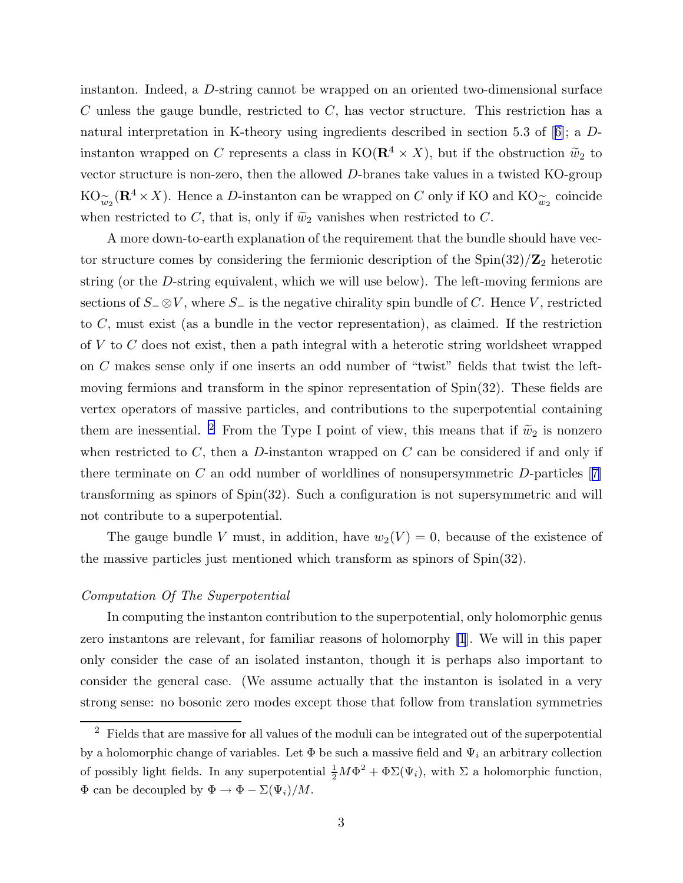instanton. Indeed, a $D$-string cannot be wrapped on an oriented two-dimensional surface $C$ unless the gauge bundle, restricted to $C$, has vector structure. This restriction has a natural interpretation in K-theory using ingredients described in section 5.3 of [6]; a $D$-instanton wrapped on $C$ represents a class in $\mathrm{KO}(\mathbf{R}^4 \times X)$, but if the obstruction $\widetilde{w}_2$ to vector structure is non-zero, then the allowed $D$-branes take values in a twisted KO-group $\mathrm{KO}_{\widetilde{w}_2}(\mathbf{R}^4 \times X)$. Hence a $D$-instanton can be wrapped on $C$ only if KO and $\mathrm{KO}_{\widetilde{w}_2}$ coincide when restricted to $C$, that is, only if $\widetilde{w}_2$ vanishes when restricted to $C$.

A more down-to-earth explanation of the requirement that the bundle should have vector structure comes by considering the fermionic description of the $\mathrm{Spin}(32)/\mathbf{Z}_2$ heterotic string (or the $D$-string equivalent, which we will use below). The left-moving fermions are sections of $S_- \otimes V$, where $S_-$ is the negative chirality spin bundle of $C$. Hence $V$, restricted to $C$, must exist (as a bundle in the vector representation), as claimed. If the restriction of $V$ to $C$ does not exist, then a path integral with a heterotic string worldsheet wrapped on $C$ makes sense only if one inserts an odd number of "twist" fields that twist the left-moving fermions and transform in the spinor representation of $\mathrm{Spin}(32)$. These fields are vertex operators of massive particles, and contributions to the superpotential containing them are inessential. [2] From the Type I point of view, this means that if $\widetilde{w}_2$ is nonzero when restricted to $C$, then a $D$-instanton wrapped on $C$ can be considered if and only if there terminate on $C$ an odd number of worldlines of nonsupersymmetric $D$-particles [7] transforming as spinors of $\mathrm{Spin}(32)$. Such a configuration is not supersymmetric and will not contribute to a superpotential.

The gauge bundle $V$ must, in addition, have $w_2(V) = 0$, because of the existence of the massive particles just mentioned which transform as spinors of $\mathrm{Spin}(32)$.

*Computation Of The Superpotential*

In computing the instanton contribution to the superpotential, only holomorphic genus zero instantons are relevant, for familiar reasons of holomorphy [1]. We will in this paper only consider the case of an isolated instanton, though it is perhaps also important to consider the general case. (We assume actually that the instanton is isolated in a very strong sense: no bosonic zero modes except those that follow from translation symmetries

[2] Fields that are massive for all values of the moduli can be integrated out of the superpotential by a holomorphic change of variables. Let $\Phi$ be such a massive field and $\Psi_i$ an arbitrary collection of possibly light fields. In any superpotential $\frac{1}{2}M\Phi^2 + \Phi\Sigma(\Psi_i)$, with $\Sigma$ a holomorphic function, $\Phi$ can be decoupled by $\Phi \to \Phi - \Sigma(\Psi_i)/M$.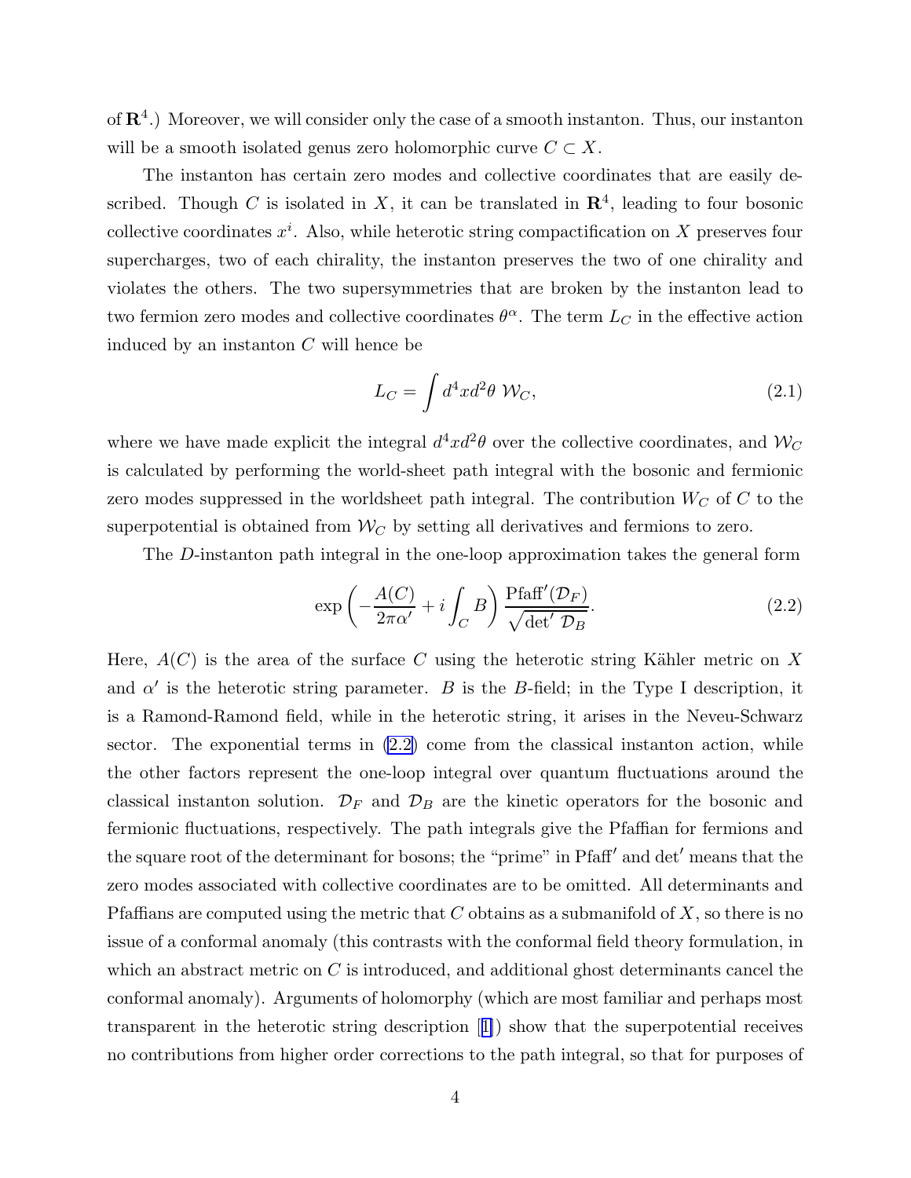of $\mathbf{R}^4$.) Moreover, we will consider only the case of a smooth instanton. Thus, our instanton will be a smooth isolated genus zero holomorphic curve $C \subset X$.

The instanton has certain zero modes and collective coordinates that are easily described. Though $C$ is isolated in $X$, it can be translated in $\mathbf{R}^4$, leading to four bosonic collective coordinates $x^i$. Also, while heterotic string compactification on $X$ preserves four supercharges, two of each chirality, the instanton preserves the two of one chirality and violates the others. The two supersymmetries that are broken by the instanton lead to two fermion zero modes and collective coordinates $\theta^\alpha$. The term $L_C$ in the effective action induced by an instanton $C$ will hence be

$$L_C = \int d^4x d^2\theta \; \mathcal{W}_C, \tag{2.1}$$

where we have made explicit the integral $d^4x d^2\theta$ over the collective coordinates, and $\mathcal{W}_C$ is calculated by performing the world-sheet path integral with the bosonic and fermionic zero modes suppressed in the worldsheet path integral. The contribution $W_C$ of $C$ to the superpotential is obtained from $\mathcal{W}_C$ by setting all derivatives and fermions to zero.

The $D$-instanton path integral in the one-loop approximation takes the general form

$$\exp\left(-\frac{A(C)}{2\pi\alpha'} + i\int_C B\right) \frac{\mathrm{Pfaff}'(\mathcal{D}_F)}{\sqrt{\det{}' \, \mathcal{D}_B}}. \tag{2.2}$$

Here, $A(C)$ is the area of the surface $C$ using the heterotic string Kähler metric on $X$ and $\alpha'$ is the heterotic string parameter. $B$ is the $B$-field; in the Type I description, it is a Ramond-Ramond field, while in the heterotic string, it arises in the Neveu-Schwarz sector. The exponential terms in (2.2) come from the classical instanton action, while the other factors represent the one-loop integral over quantum fluctuations around the classical instanton solution. $\mathcal{D}_F$ and $\mathcal{D}_B$ are the kinetic operators for the bosonic and fermionic fluctuations, respectively. The path integrals give the Pfaffian for fermions and the square root of the determinant for bosons; the "prime" in $\mathrm{Pfaff}'$ and $\det'$ means that the zero modes associated with collective coordinates are to be omitted. All determinants and Pfaffians are computed using the metric that $C$ obtains as a submanifold of $X$, so there is no issue of a conformal anomaly (this contrasts with the conformal field theory formulation, in which an abstract metric on $C$ is introduced, and additional ghost determinants cancel the conformal anomaly). Arguments of holomorphy (which are most familiar and perhaps most transparent in the heterotic string description [1]) show that the superpotential receives no contributions from higher order corrections to the path integral, so that for purposes of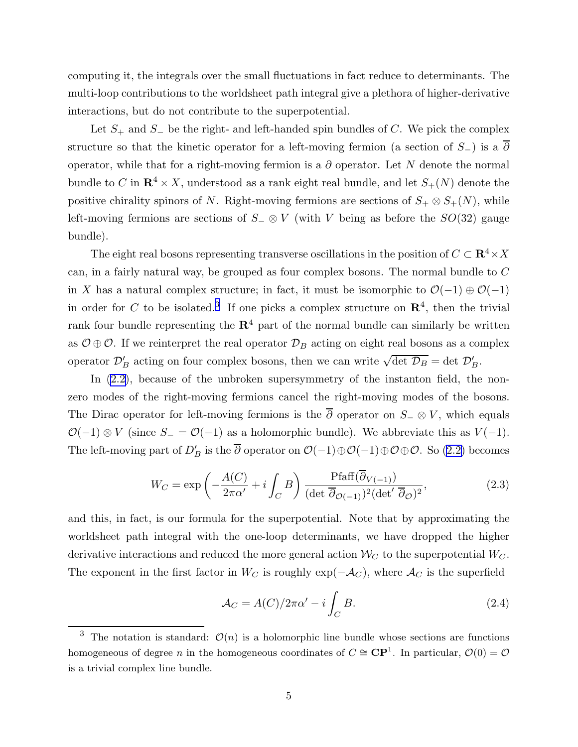computing it, the integrals over the small fluctuations in fact reduce to determinants. The multi-loop contributions to the worldsheet path integral give a plethora of higher-derivative interactions, but do not contribute to the superpotential.

Let $S_+$ and $S_-$ be the right- and left-handed spin bundles of $C$. We pick the complex structure so that the kinetic operator for a left-moving fermion (a section of $S_-$) is a $\overline{\partial}$ operator, while that for a right-moving fermion is a $\partial$ operator. Let $N$ denote the normal bundle to $C$ in $\mathbf{R}^4 \times X$, understood as a rank eight real bundle, and let $S_+(N)$ denote the positive chirality spinors of $N$. Right-moving fermions are sections of $S_+ \otimes S_+(N)$, while left-moving fermions are sections of $S_- \otimes V$ (with $V$ being as before the $SO(32)$ gauge bundle).

The eight real bosons representing transverse oscillations in the position of $C \subset \mathbf{R}^4 \times X$ can, in a fairly natural way, be grouped as four complex bosons. The normal bundle to $C$ in $X$ has a natural complex structure; in fact, it must be isomorphic to $\mathcal{O}(-1) \oplus \mathcal{O}(-1)$ in order for $C$ to be isolated.[3] If one picks a complex structure on $\mathbf{R}^4$, then the trivial rank four bundle representing the $\mathbf{R}^4$ part of the normal bundle can similarly be written as $\mathcal{O} \oplus \mathcal{O}$. If we reinterpret the real operator $\mathcal{D}_B$ acting on eight real bosons as a complex operator $\mathcal{D}'_B$ acting on four complex bosons, then we can write $\sqrt{\det\, \mathcal{D}_B} = \det\, \mathcal{D}'_B$.

In (2.2), because of the unbroken supersymmetry of the instanton field, the non-zero modes of the right-moving fermions cancel the right-moving modes of the bosons. The Dirac operator for left-moving fermions is the $\overline{\partial}$ operator on $S_- \otimes V$, which equals $\mathcal{O}(-1) \otimes V$ (since $S_- = \mathcal{O}(-1)$ as a holomorphic bundle). We abbreviate this as $V(-1)$. The left-moving part of $D'_B$ is the $\overline{\partial}$ operator on $\mathcal{O}(-1) \oplus \mathcal{O}(-1) \oplus \mathcal{O} \oplus \mathcal{O}$. So (2.2) becomes

$$W_C = \exp\left(-\frac{A(C)}{2\pi\alpha'} + i\int_C B\right) \frac{\text{Pfaff}(\overline{\partial}_{V(-1)})}{(\det\, \overline{\partial}_{\mathcal{O}(-1)})^2 (\det'\, \overline{\partial}_{\mathcal{O}})^2}, \tag{2.3}$$

and this, in fact, is our formula for the superpotential. Note that by approximating the worldsheet path integral with the one-loop determinants, we have dropped the higher derivative interactions and reduced the more general action $\mathcal{W}_C$ to the superpotential $W_C$. The exponent in the first factor in $W_C$ is roughly $\exp(-\mathcal{A}_C)$, where $\mathcal{A}_C$ is the superfield

$$\mathcal{A}_C = A(C)/2\pi\alpha' - i\int_C B. \tag{2.4}$$

[3] The notation is standard: $\mathcal{O}(n)$ is a holomorphic line bundle whose sections are functions homogeneous of degree $n$ in the homogeneous coordinates of $C \cong \mathbf{CP}^1$. In particular, $\mathcal{O}(0) = \mathcal{O}$ is a trivial complex line bundle.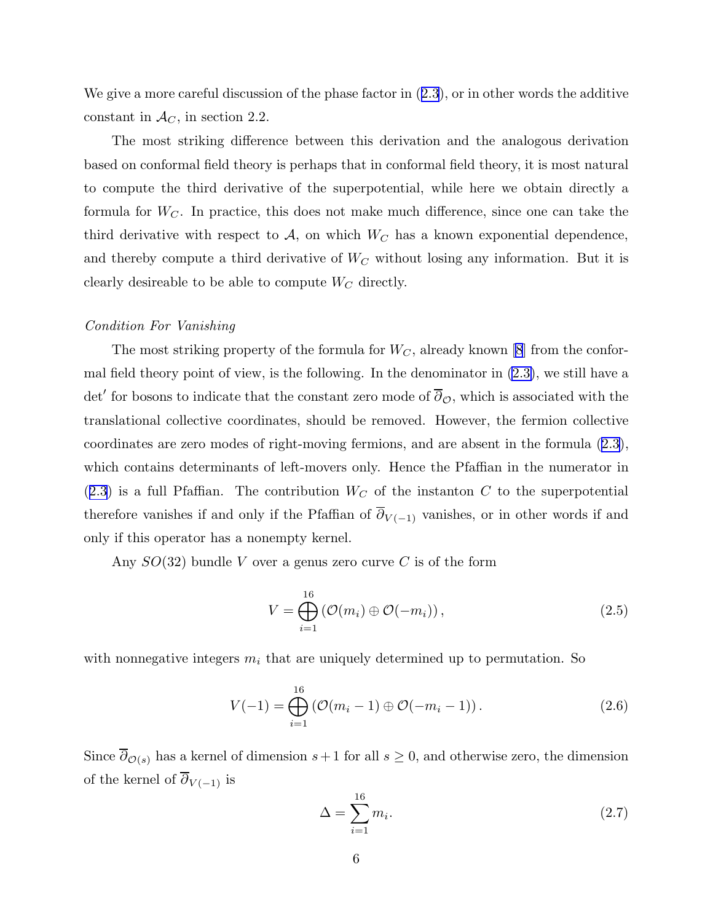We give a more careful discussion of the phase factor in (2.3), or in other words the additive constant in $\mathcal{A}_C$, in section 2.2.

The most striking difference between this derivation and the analogous derivation based on conformal field theory is perhaps that in conformal field theory, it is most natural to compute the third derivative of the superpotential, while here we obtain directly a formula for $W_C$. In practice, this does not make much difference, since one can take the third derivative with respect to $\mathcal{A}$, on which $W_C$ has a known exponential dependence, and thereby compute a third derivative of $W_C$ without losing any information. But it is clearly desireable to be able to compute $W_C$ directly.

*Condition For Vanishing*

The most striking property of the formula for $W_C$, already known [8] from the conformal field theory point of view, is the following. In the denominator in (2.3), we still have a $\det'$ for bosons to indicate that the constant zero mode of $\overline{\partial}_{\mathcal{O}}$, which is associated with the translational collective coordinates, should be removed. However, the fermion collective coordinates are zero modes of right-moving fermions, and are absent in the formula (2.3), which contains determinants of left-movers only. Hence the Pfaffian in the numerator in (2.3) is a full Pfaffian. The contribution $W_C$ of the instanton $C$ to the superpotential therefore vanishes if and only if the Pfaffian of $\overline{\partial}_{V(-1)}$ vanishes, or in other words if and only if this operator has a nonempty kernel.

Any $SO(32)$ bundle $V$ over a genus zero curve $C$ is of the form

$$V = \bigoplus_{i=1}^{16} \left( \mathcal{O}(m_i) \oplus \mathcal{O}(-m_i) \right), \tag{2.5}$$

with nonnegative integers $m_i$ that are uniquely determined up to permutation. So

$$V(-1) = \bigoplus_{i=1}^{16} \left( \mathcal{O}(m_i - 1) \oplus \mathcal{O}(-m_i - 1) \right). \tag{2.6}$$

Since $\overline{\partial}_{\mathcal{O}(s)}$ has a kernel of dimension $s+1$ for all $s \geq 0$, and otherwise zero, the dimension of the kernel of $\overline{\partial}_{V(-1)}$ is

$$\Delta = \sum_{i=1}^{16} m_i. \tag{2.7}$$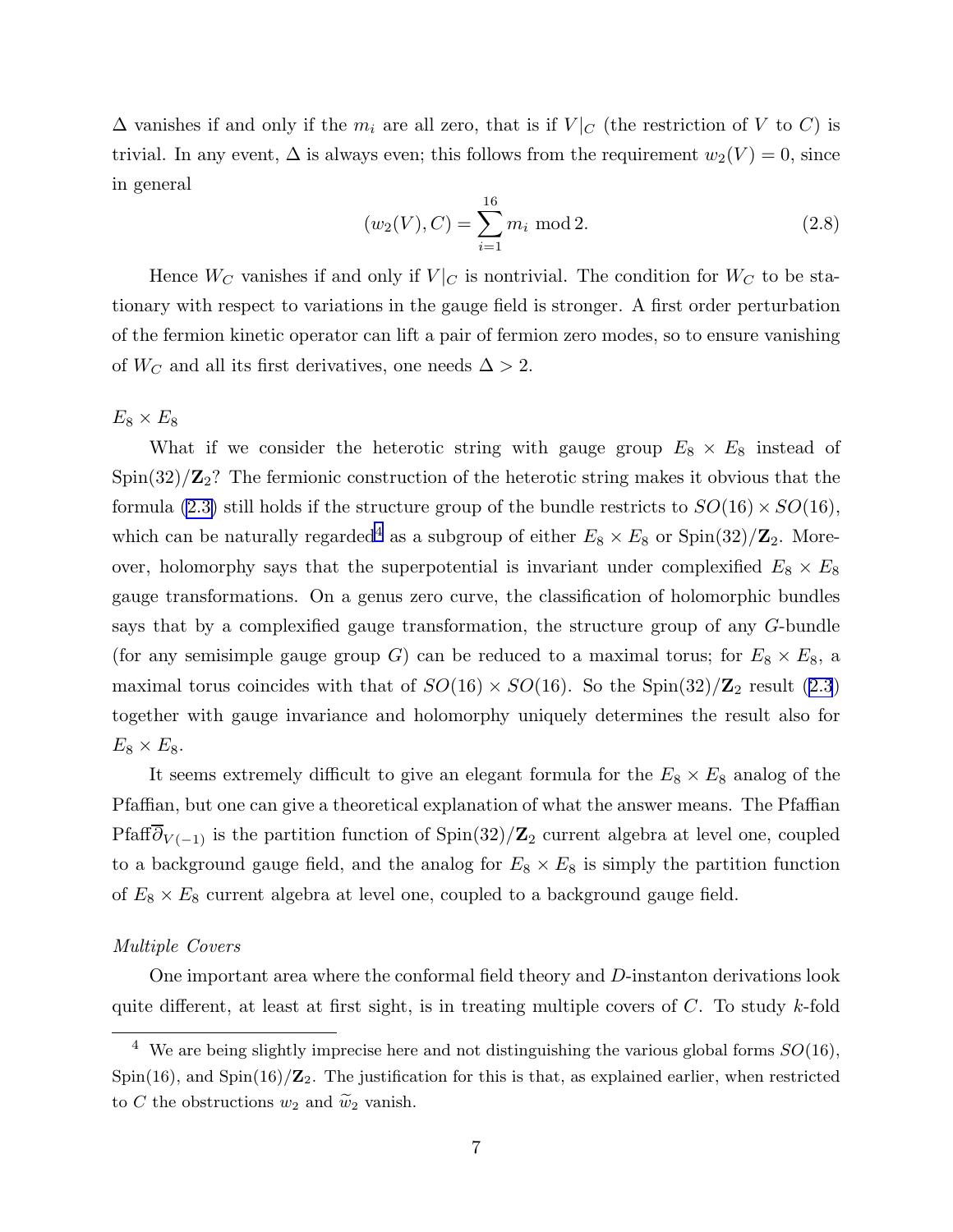$\Delta$ vanishes if and only if the $m_i$ are all zero, that is if $V|_C$ (the restriction of $V$ to $C$) is trivial. In any event, $\Delta$ is always even; this follows from the requirement $w_2(V) = 0$, since in general

$$(w_2(V), C) = \sum_{i=1}^{16} m_i \bmod 2. \tag{2.8}$$

Hence $W_C$ vanishes if and only if $V|_C$ is nontrivial. The condition for $W_C$ to be stationary with respect to variations in the gauge field is stronger. A first order perturbation of the fermion kinetic operator can lift a pair of fermion zero modes, so to ensure vanishing of $W_C$ and all its first derivatives, one needs $\Delta > 2$.

$E_8 \times E_8$

What if we consider the heterotic string with gauge group $E_8 \times E_8$ instead of $\mathrm{Spin}(32)/\mathbf{Z}_2$? The fermionic construction of the heterotic string makes it obvious that the formula (2.3) still holds if the structure group of the bundle restricts to $SO(16) \times SO(16)$, which can be naturally regarded[4] as a subgroup of either $E_8 \times E_8$ or $\mathrm{Spin}(32)/\mathbf{Z}_2$. Moreover, holomorphy says that the superpotential is invariant under complexified $E_8 \times E_8$ gauge transformations. On a genus zero curve, the classification of holomorphic bundles says that by a complexified gauge transformation, the structure group of any $G$-bundle (for any semisimple gauge group $G$) can be reduced to a maximal torus; for $E_8 \times E_8$, a maximal torus coincides with that of $SO(16) \times SO(16)$. So the $\mathrm{Spin}(32)/\mathbf{Z}_2$ result (2.3) together with gauge invariance and holomorphy uniquely determines the result also for $E_8 \times E_8$.

It seems extremely difficult to give an elegant formula for the $E_8 \times E_8$ analog of the Pfaffian, but one can give a theoretical explanation of what the answer means. The Pfaffian $\mathrm{Pfaff}\overline{\partial}_{V(-1)}$ is the partition function of $\mathrm{Spin}(32)/\mathbf{Z}_2$ current algebra at level one, coupled to a background gauge field, and the analog for $E_8 \times E_8$ is simply the partition function of $E_8 \times E_8$ current algebra at level one, coupled to a background gauge field.

*Multiple Covers*

One important area where the conformal field theory and $D$-instanton derivations look quite different, at least at first sight, is in treating multiple covers of $C$. To study $k$-fold

[4] We are being slightly imprecise here and not distinguishing the various global forms $SO(16)$, $\mathrm{Spin}(16)$, and $\mathrm{Spin}(16)/\mathbf{Z}_2$. The justification for this is that, as explained earlier, when restricted to $C$ the obstructions $w_2$ and $\widetilde{w}_2$ vanish.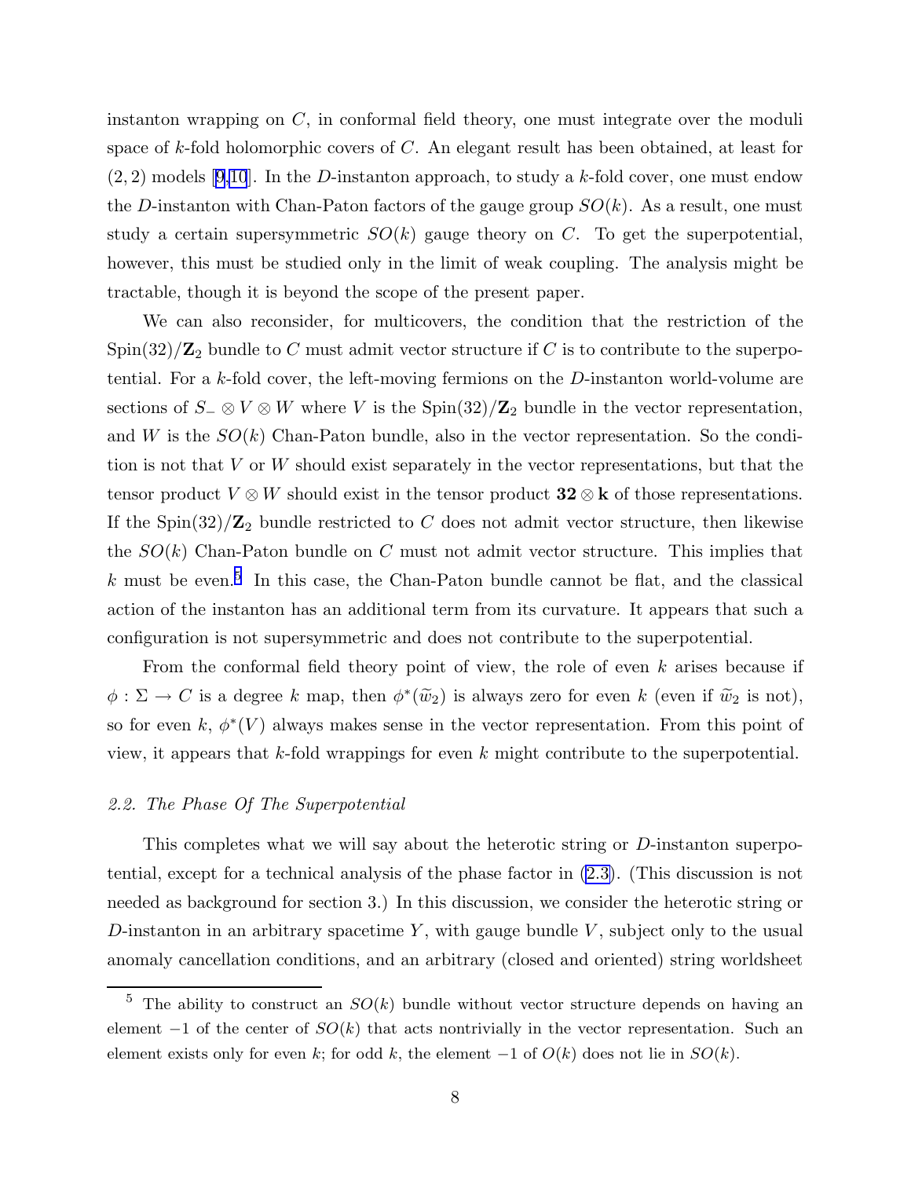instanton wrapping on $C$, in conformal field theory, one must integrate over the moduli space of $k$-fold holomorphic covers of $C$. An elegant result has been obtained, at least for $(2,2)$ models [9,10]. In the $D$-instanton approach, to study a $k$-fold cover, one must endow the $D$-instanton with Chan-Paton factors of the gauge group $SO(k)$. As a result, one must study a certain supersymmetric $SO(k)$ gauge theory on $C$. To get the superpotential, however, this must be studied only in the limit of weak coupling. The analysis might be tractable, though it is beyond the scope of the present paper.

We can also reconsider, for multicovers, the condition that the restriction of the $\mathrm{Spin}(32)/\mathbf{Z}_2$ bundle to $C$ must admit vector structure if $C$ is to contribute to the superpotential. For a $k$-fold cover, the left-moving fermions on the $D$-instanton world-volume are sections of $S_- \otimes V \otimes W$ where $V$ is the $\mathrm{Spin}(32)/\mathbf{Z}_2$ bundle in the vector representation, and $W$ is the $SO(k)$ Chan-Paton bundle, also in the vector representation. So the condition is not that $V$ or $W$ should exist separately in the vector representations, but that the tensor product $V \otimes W$ should exist in the tensor product $\mathbf{32} \otimes \mathbf{k}$ of those representations. If the $\mathrm{Spin}(32)/\mathbf{Z}_2$ bundle restricted to $C$ does not admit vector structure, then likewise the $SO(k)$ Chan-Paton bundle on $C$ must not admit vector structure. This implies that $k$ must be even.[5] In this case, the Chan-Paton bundle cannot be flat, and the classical action of the instanton has an additional term from its curvature. It appears that such a configuration is not supersymmetric and does not contribute to the superpotential.

From the conformal field theory point of view, the role of even $k$ arises because if $\phi : \Sigma \to C$ is a degree $k$ map, then $\phi^*(\widetilde{w}_2)$ is always zero for even $k$ (even if $\widetilde{w}_2$ is not), so for even $k$, $\phi^*(V)$ always makes sense in the vector representation. From this point of view, it appears that $k$-fold wrappings for even $k$ might contribute to the superpotential.

### *2.2. The Phase Of The Superpotential*

This completes what we will say about the heterotic string or $D$-instanton superpotential, except for a technical analysis of the phase factor in (2.3). (This discussion is not needed as background for section 3.) In this discussion, we consider the heterotic string or $D$-instanton in an arbitrary spacetime $Y$, with gauge bundle $V$, subject only to the usual anomaly cancellation conditions, and an arbitrary (closed and oriented) string worldsheet

---

[5] The ability to construct an $SO(k)$ bundle without vector structure depends on having an element $-1$ of the center of $SO(k)$ that acts nontrivially in the vector representation. Such an element exists only for even $k$; for odd $k$, the element $-1$ of $O(k)$ does not lie in $SO(k)$.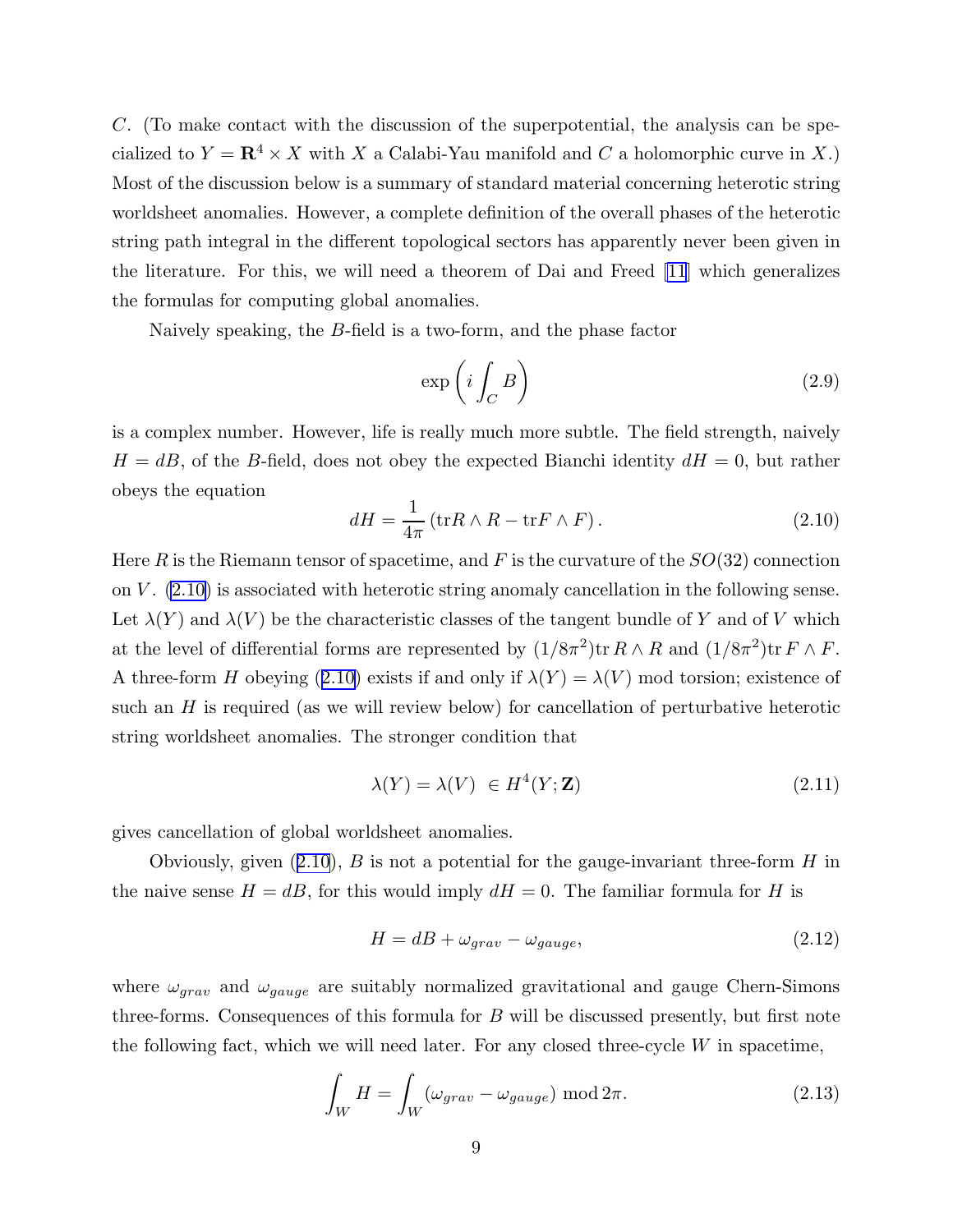$C$. (To make contact with the discussion of the superpotential, the analysis can be specialized to $Y = \mathbf{R}^4 \times X$ with $X$ a Calabi-Yau manifold and $C$ a holomorphic curve in $X$.) Most of the discussion below is a summary of standard material concerning heterotic string worldsheet anomalies. However, a complete definition of the overall phases of the heterotic string path integral in the different topological sectors has apparently never been given in the literature. For this, we will need a theorem of Dai and Freed [11] which generalizes the formulas for computing global anomalies.

Naively speaking, the $B$-field is a two-form, and the phase factor

$$\exp\left(i \int_C B\right) \tag{2.9}$$

is a complex number. However, life is really much more subtle. The field strength, naively $H = dB$, of the $B$-field, does not obey the expected Bianchi identity $dH = 0$, but rather obeys the equation

$$dH = \frac{1}{4\pi}\left(\mathrm{tr} R \wedge R - \mathrm{tr} F \wedge F\right). \tag{2.10}$$

Here $R$ is the Riemann tensor of spacetime, and $F$ is the curvature of the $SO(32)$ connection on $V$. (2.10) is associated with heterotic string anomaly cancellation in the following sense. Let $\lambda(Y)$ and $\lambda(V)$ be the characteristic classes of the tangent bundle of $Y$ and of $V$ which at the level of differential forms are represented by $(1/8\pi^2)\mathrm{tr}\, R \wedge R$ and $(1/8\pi^2)\mathrm{tr}\, F \wedge F$. A three-form $H$ obeying (2.10) exists if and only if $\lambda(Y) = \lambda(V)$ mod torsion; existence of such an $H$ is required (as we will review below) for cancellation of perturbative heterotic string worldsheet anomalies. The stronger condition that

$$\lambda(Y) = \lambda(V) \ \in H^4(Y; \mathbf{Z}) \tag{2.11}$$

gives cancellation of global worldsheet anomalies.

Obviously, given (2.10), $B$ is not a potential for the gauge-invariant three-form $H$ in the naive sense $H = dB$, for this would imply $dH = 0$. The familiar formula for $H$ is

$$H = dB + \omega_{grav} - \omega_{gauge}, \tag{2.12}$$

where $\omega_{grav}$ and $\omega_{gauge}$ are suitably normalized gravitational and gauge Chern-Simons three-forms. Consequences of this formula for $B$ will be discussed presently, but first note the following fact, which we will need later. For any closed three-cycle $W$ in spacetime,

$$\int_W H = \int_W \left(\omega_{grav} - \omega_{gauge}\right) \bmod 2\pi. \tag{2.13}$$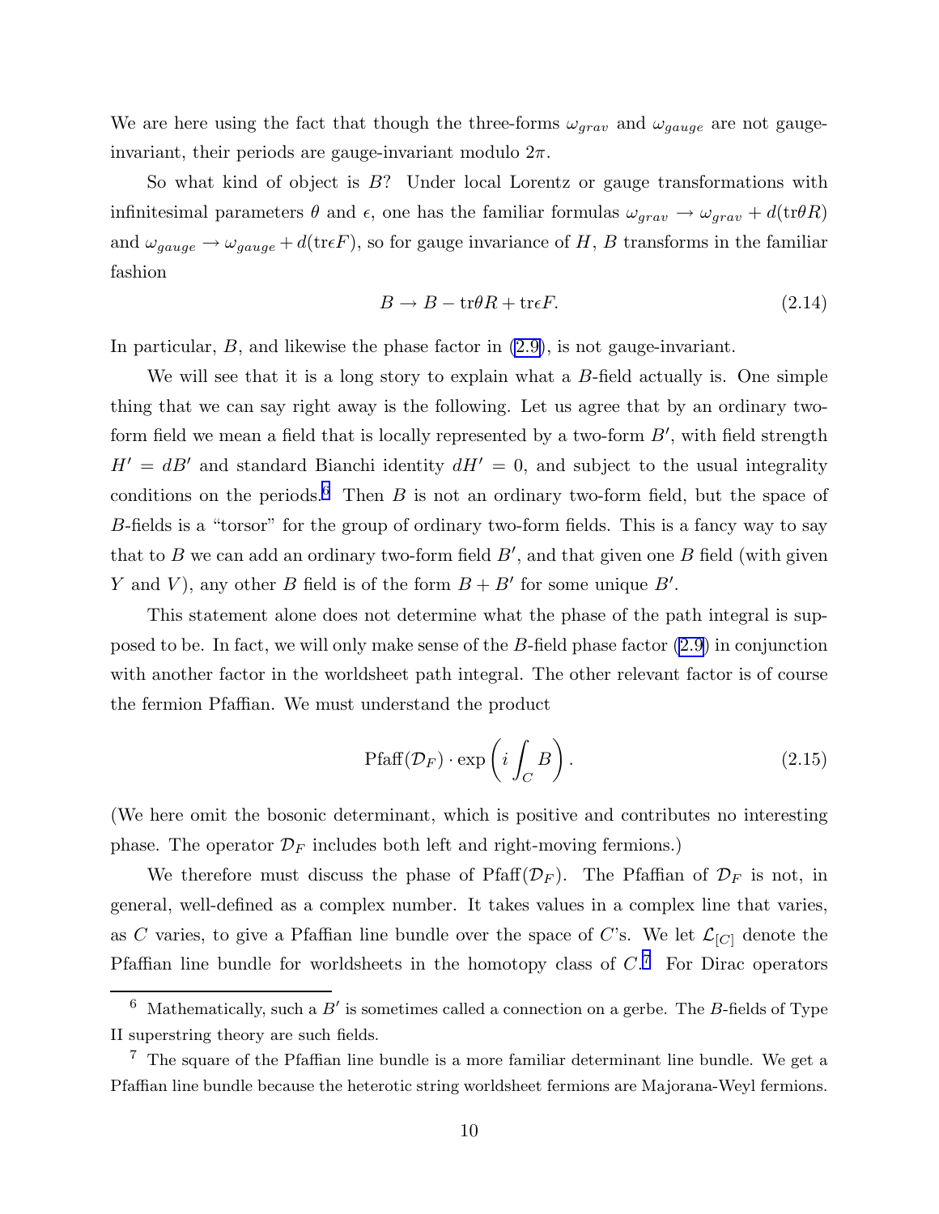We are here using the fact that though the three-forms $\omega_{grav}$ and $\omega_{gauge}$ are not gauge-invariant, their periods are gauge-invariant modulo $2\pi$.

So what kind of object is $B$? Under local Lorentz or gauge transformations with infinitesimal parameters $\theta$ and $\epsilon$, one has the familiar formulas $\omega_{grav} \to \omega_{grav} + d(\mathrm{tr}\theta R)$ and $\omega_{gauge} \to \omega_{gauge} + d(\mathrm{tr}\epsilon F)$, so for gauge invariance of $H$, $B$ transforms in the familiar fashion

$$B \to B - \mathrm{tr}\theta R + \mathrm{tr}\epsilon F. \tag{2.14}$$

In particular, $B$, and likewise the phase factor in (2.9), is not gauge-invariant.

We will see that it is a long story to explain what a $B$-field actually is. One simple thing that we can say right away is the following. Let us agree that by an ordinary two-form field we mean a field that is locally represented by a two-form $B'$, with field strength $H' = dB'$ and standard Bianchi identity $dH' = 0$, and subject to the usual integrality conditions on the periods.[6] Then $B$ is not an ordinary two-form field, but the space of $B$-fields is a "torsor" for the group of ordinary two-form fields. This is a fancy way to say that to $B$ we can add an ordinary two-form field $B'$, and that given one $B$ field (with given $Y$ and $V$), any other $B$ field is of the form $B + B'$ for some unique $B'$.

This statement alone does not determine what the phase of the path integral is supposed to be. In fact, we will only make sense of the $B$-field phase factor (2.9) in conjunction with another factor in the worldsheet path integral. The other relevant factor is of course the fermion Pfaffian. We must understand the product

$$\mathrm{Pfaff}(\mathcal{D}_F) \cdot \exp\left(i \int_C B\right). \tag{2.15}$$

(We here omit the bosonic determinant, which is positive and contributes no interesting phase. The operator $\mathcal{D}_F$ includes both left and right-moving fermions.)

We therefore must discuss the phase of $\mathrm{Pfaff}(\mathcal{D}_F)$. The Pfaffian of $\mathcal{D}_F$ is not, in general, well-defined as a complex number. It takes values in a complex line that varies, as $C$ varies, to give a Pfaffian line bundle over the space of $C$'s. We let $\mathcal{L}_{[C]}$ denote the Pfaffian line bundle for worldsheets in the homotopy class of $C$.[7] For Dirac operators

[6] Mathematically, such a $B'$ is sometimes called a connection on a gerbe. The $B$-fields of Type II superstring theory are such fields.

[7] The square of the Pfaffian line bundle is a more familiar determinant line bundle. We get a Pfaffian line bundle because the heterotic string worldsheet fermions are Majorana-Weyl fermions.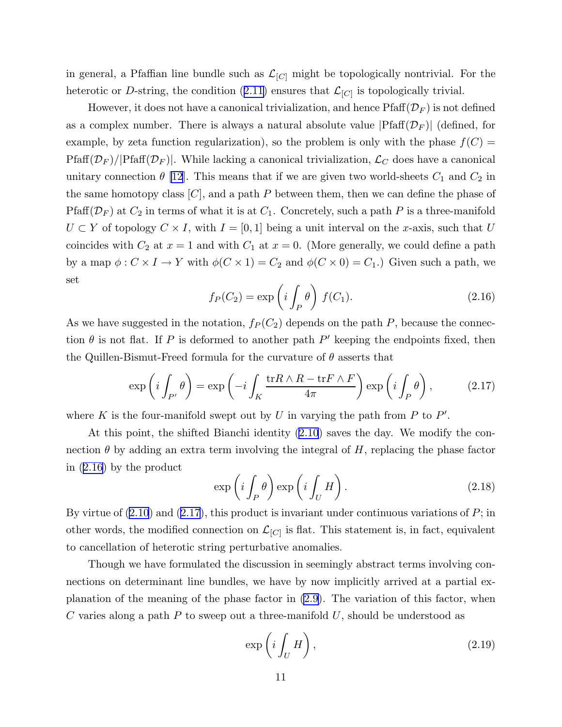in general, a Pfaffian line bundle such as $\mathcal{L}_{[C]}$ might be topologically nontrivial. For the heterotic or $D$-string, the condition (2.11) ensures that $\mathcal{L}_{[C]}$ is topologically trivial.

However, it does not have a canonical trivialization, and hence $\mathrm{Pfaff}(\mathcal{D}_F)$ is not defined as a complex number. There is always a natural absolute value $|\mathrm{Pfaff}(\mathcal{D}_F)|$ (defined, for example, by zeta function regularization), so the problem is only with the phase $f(C) = \mathrm{Pfaff}(\mathcal{D}_F)/|\mathrm{Pfaff}(\mathcal{D}_F)|$. While lacking a canonical trivialization, $\mathcal{L}_C$ does have a canonical unitary connection $\theta$ [12]. This means that if we are given two world-sheets $C_1$ and $C_2$ in the same homotopy class $[C]$, and a path $P$ between them, then we can define the phase of $\mathrm{Pfaff}(\mathcal{D}_F)$ at $C_2$ in terms of what it is at $C_1$. Concretely, such a path $P$ is a three-manifold $U \subset Y$ of topology $C \times I$, with $I = [0,1]$ being a unit interval on the $x$-axis, such that $U$ coincides with $C_2$ at $x = 1$ and with $C_1$ at $x = 0$. (More generally, we could define a path by a map $\phi : C \times I \to Y$ with $\phi(C \times 1) = C_2$ and $\phi(C \times 0) = C_1$.) Given such a path, we set

$$f_P(C_2) = \exp\left(i\int_P \theta\right)\, f(C_1). \tag{2.16}$$

As we have suggested in the notation, $f_P(C_2)$ depends on the path $P$, because the connection $\theta$ is not flat. If $P$ is deformed to another path $P'$ keeping the endpoints fixed, then the Quillen-Bismut-Freed formula for the curvature of $\theta$ asserts that

$$\exp\left(i\int_{P'}\theta\right) = \exp\left(-i\int_K \frac{\mathrm{tr}R\wedge R - \mathrm{tr}F\wedge F}{4\pi}\right)\exp\left(i\int_P\theta\right), \tag{2.17}$$

where $K$ is the four-manifold swept out by $U$ in varying the path from $P$ to $P'$.

At this point, the shifted Bianchi identity (2.10) saves the day. We modify the connection $\theta$ by adding an extra term involving the integral of $H$, replacing the phase factor in (2.16) by the product

$$\exp\left(i\int_P\theta\right)\exp\left(i\int_U H\right). \tag{2.18}$$

By virtue of (2.10) and (2.17), this product is invariant under continuous variations of $P$; in other words, the modified connection on $\mathcal{L}_{[C]}$ is flat. This statement is, in fact, equivalent to cancellation of heterotic string perturbative anomalies.

Though we have formulated the discussion in seemingly abstract terms involving connections on determinant line bundles, we have by now implicitly arrived at a partial explanation of the meaning of the phase factor in (2.9). The variation of this factor, when $C$ varies along a path $P$ to sweep out a three-manifold $U$, should be understood as

$$\exp\left(i\int_U H\right), \tag{2.19}$$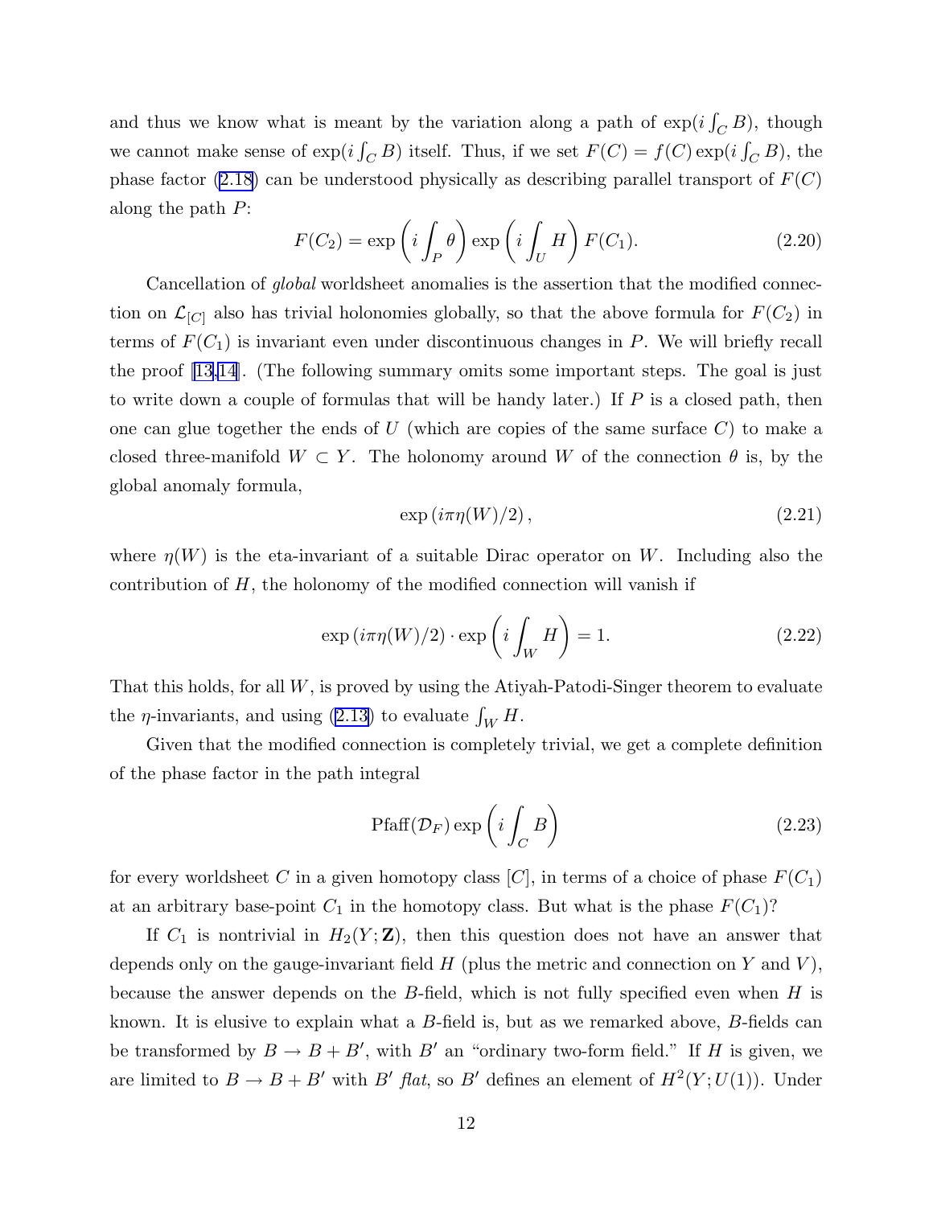and thus we know what is meant by the variation along a path of $\exp(i\int_C B)$, though we cannot make sense of $\exp(i\int_C B)$ itself. Thus, if we set $F(C) = f(C)\exp(i\int_C B)$, the phase factor (2.18) can be understood physically as describing parallel transport of $F(C)$ along the path $P$:

$$F(C_2) = \exp\left(i\int_P \theta\right)\exp\left(i\int_U H\right)F(C_1). \tag{2.20}$$

Cancellation of *global* worldsheet anomalies is the assertion that the modified connection on $\mathcal{L}_{[C]}$ also has trivial holonomies globally, so that the above formula for $F(C_2)$ in terms of $F(C_1)$ is invariant even under discontinuous changes in $P$. We will briefly recall the proof [13,14]. (The following summary omits some important steps. The goal is just to write down a couple of formulas that will be handy later.) If $P$ is a closed path, then one can glue together the ends of $U$ (which are copies of the same surface $C$) to make a closed three-manifold $W \subset Y$. The holonomy around $W$ of the connection $\theta$ is, by the global anomaly formula,

$$\exp\left(i\pi\eta(W)/2\right), \tag{2.21}$$

where $\eta(W)$ is the eta-invariant of a suitable Dirac operator on $W$. Including also the contribution of $H$, the holonomy of the modified connection will vanish if

$$\exp\left(i\pi\eta(W)/2\right)\cdot\exp\left(i\int_W H\right) = 1. \tag{2.22}$$

That this holds, for all $W$, is proved by using the Atiyah-Patodi-Singer theorem to evaluate the $\eta$-invariants, and using (2.13) to evaluate $\int_W H$.

Given that the modified connection is completely trivial, we get a complete definition of the phase factor in the path integral

$$\text{Pfaff}(\mathcal{D}_F)\exp\left(i\int_C B\right) \tag{2.23}$$

for every worldsheet $C$ in a given homotopy class $[C]$, in terms of a choice of phase $F(C_1)$ at an arbitrary base-point $C_1$ in the homotopy class. But what is the phase $F(C_1)$?

If $C_1$ is nontrivial in $H_2(Y;\mathbf{Z})$, then this question does not have an answer that depends only on the gauge-invariant field $H$ (plus the metric and connection on $Y$ and $V$), because the answer depends on the $B$-field, which is not fully specified even when $H$ is known. It is elusive to explain what a $B$-field is, but as we remarked above, $B$-fields can be transformed by $B \to B + B'$, with $B'$ an "ordinary two-form field." If $H$ is given, we are limited to $B \to B + B'$ with $B'$ *flat*, so $B'$ defines an element of $H^2(Y;U(1))$. Under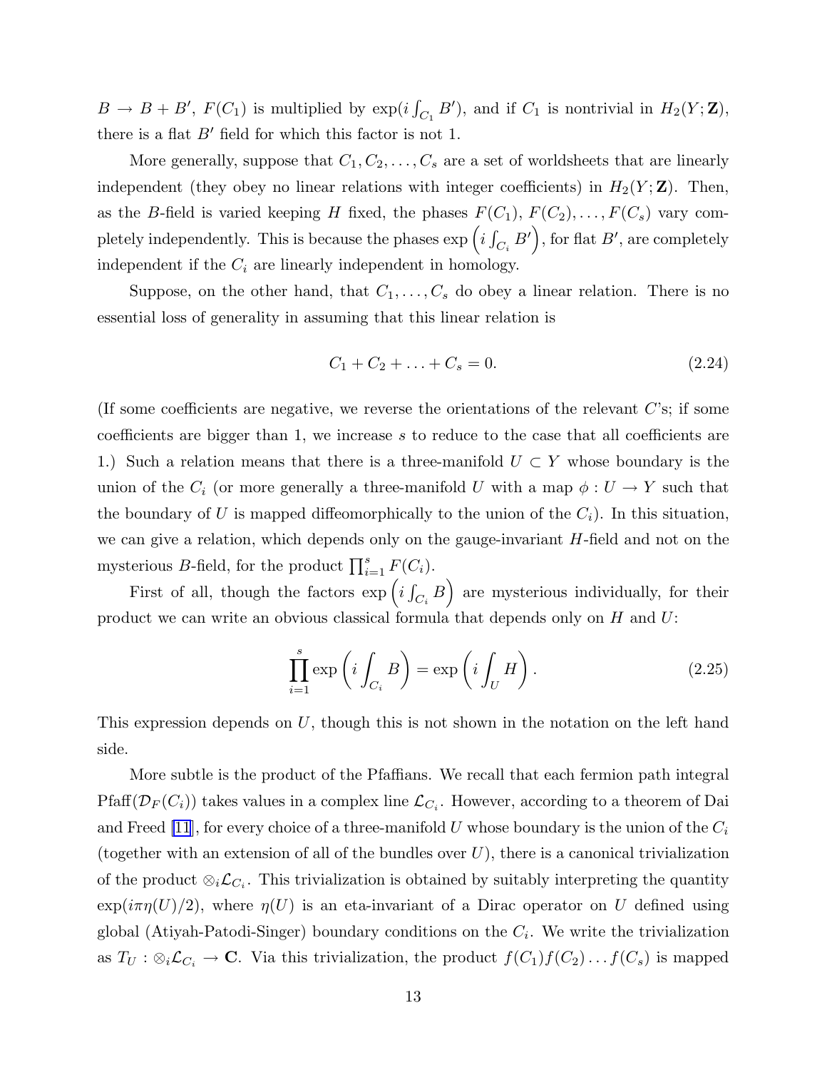$B \to B + B'$, $F(C_1)$ is multiplied by $\exp(i \int_{C_1} B')$, and if $C_1$ is nontrivial in $H_2(Y; \mathbf{Z})$, there is a flat $B'$ field for which this factor is not 1.

More generally, suppose that $C_1, C_2, \ldots, C_s$ are a set of worldsheets that are linearly independent (they obey no linear relations with integer coefficients) in $H_2(Y; \mathbf{Z})$. Then, as the $B$-field is varied keeping $H$ fixed, the phases $F(C_1)$, $F(C_2), \ldots, F(C_s)$ vary completely independently. This is because the phases $\exp\left(i \int_{C_i} B'\right)$, for flat $B'$, are completely independent if the $C_i$ are linearly independent in homology.

Suppose, on the other hand, that $C_1, \ldots, C_s$ do obey a linear relation. There is no essential loss of generality in assuming that this linear relation is

$$C_1 + C_2 + \ldots + C_s = 0. \tag{2.24}$$

(If some coefficients are negative, we reverse the orientations of the relevant $C$'s; if some coefficients are bigger than 1, we increase $s$ to reduce to the case that all coefficients are 1.) Such a relation means that there is a three-manifold $U \subset Y$ whose boundary is the union of the $C_i$ (or more generally a three-manifold $U$ with a map $\phi : U \to Y$ such that the boundary of $U$ is mapped diffeomorphically to the union of the $C_i$). In this situation, we can give a relation, which depends only on the gauge-invariant $H$-field and not on the mysterious $B$-field, for the product $\prod_{i=1}^{s} F(C_i)$.

First of all, though the factors $\exp\left(i \int_{C_i} B\right)$ are mysterious individually, for their product we can write an obvious classical formula that depends only on $H$ and $U$:

$$\prod_{i=1}^{s} \exp\left(i \int_{C_i} B\right) = \exp\left(i \int_U H\right). \tag{2.25}$$

This expression depends on $U$, though this is not shown in the notation on the left hand side.

More subtle is the product of the Pfaffians. We recall that each fermion path integral $\mathrm{Pfaff}(\mathcal{D}_F(C_i))$ takes values in a complex line $\mathcal{L}_{C_i}$. However, according to a theorem of Dai and Freed [11], for every choice of a three-manifold $U$ whose boundary is the union of the $C_i$ (together with an extension of all of the bundles over $U$), there is a canonical trivialization of the product $\otimes_i \mathcal{L}_{C_i}$. This trivialization is obtained by suitably interpreting the quantity $\exp(i\pi\eta(U)/2)$, where $\eta(U)$ is an eta-invariant of a Dirac operator on $U$ defined using global (Atiyah-Patodi-Singer) boundary conditions on the $C_i$. We write the trivialization as $T_U : \otimes_i \mathcal{L}_{C_i} \to \mathbf{C}$. Via this trivialization, the product $f(C_1)f(C_2)\ldots f(C_s)$ is mapped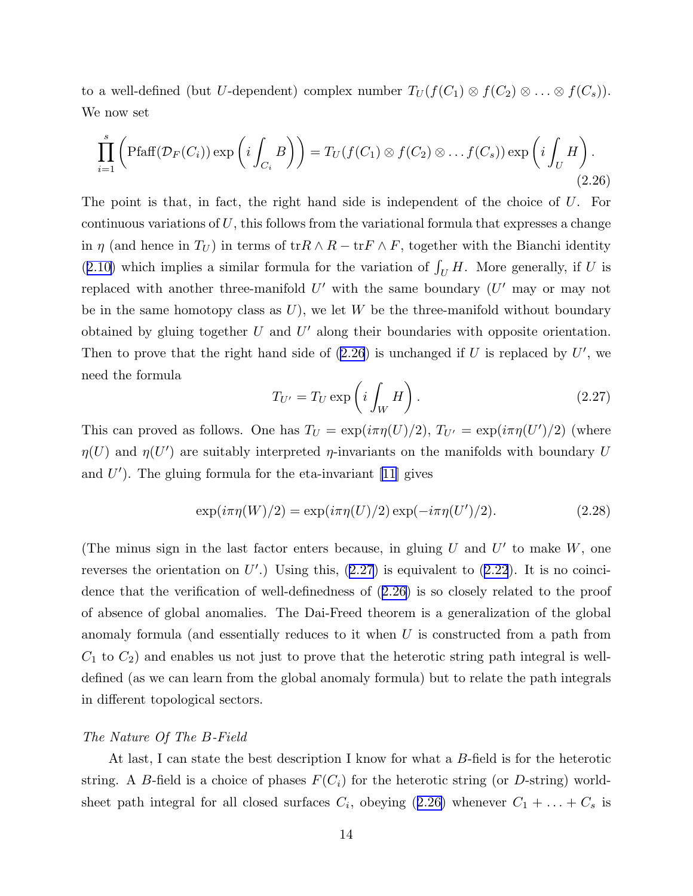to a well-defined (but $U$-dependent) complex number $T_U(f(C_1) \otimes f(C_2) \otimes \ldots \otimes f(C_s))$. We now set

$$\prod_{i=1}^{s} \left( \mathrm{Pfaff}(\mathcal{D}_F(C_i)) \exp\left( i \int_{C_i} B \right) \right) = T_U(f(C_1) \otimes f(C_2) \otimes \ldots f(C_s)) \exp\left( i \int_U H \right). \tag{2.26}$$

The point is that, in fact, the right hand side is independent of the choice of $U$. For continuous variations of $U$, this follows from the variational formula that expresses a change in $\eta$ (and hence in $T_U$) in terms of $\mathrm{tr} R \wedge R - \mathrm{tr} F \wedge F$, together with the Bianchi identity (2.10) which implies a similar formula for the variation of $\int_U H$. More generally, if $U$ is replaced with another three-manifold $U'$ with the same boundary ($U'$ may or may not be in the same homotopy class as $U$), we let $W$ be the three-manifold without boundary obtained by gluing together $U$ and $U'$ along their boundaries with opposite orientation. Then to prove that the right hand side of (2.26) is unchanged if $U$ is replaced by $U'$, we need the formula

$$T_{U'} = T_U \exp\left( i \int_W H \right). \tag{2.27}$$

This can proved as follows. One has $T_U = \exp(i\pi\eta(U)/2)$, $T_{U'} = \exp(i\pi\eta(U')/2)$ (where $\eta(U)$ and $\eta(U')$ are suitably interpreted $\eta$-invariants on the manifolds with boundary $U$ and $U'$). The gluing formula for the eta-invariant [11] gives

$$\exp(i\pi\eta(W)/2) = \exp(i\pi\eta(U)/2) \exp(-i\pi\eta(U')/2). \tag{2.28}$$

(The minus sign in the last factor enters because, in gluing $U$ and $U'$ to make $W$, one reverses the orientation on $U'$.) Using this, (2.27) is equivalent to (2.22). It is no coincidence that the verification of well-definedness of (2.26) is so closely related to the proof of absence of global anomalies. The Dai-Freed theorem is a generalization of the global anomaly formula (and essentially reduces to it when $U$ is constructed from a path from $C_1$ to $C_2$) and enables us not just to prove that the heterotic string path integral is well-defined (as we can learn from the global anomaly formula) but to relate the path integrals in different topological sectors.

*The Nature Of The $B$-Field*

At last, I can state the best description I know for what a $B$-field is for the heterotic string. A $B$-field is a choice of phases $F(C_i)$ for the heterotic string (or $D$-string) worldsheet path integral for all closed surfaces $C_i$, obeying (2.26) whenever $C_1 + \ldots + C_s$ is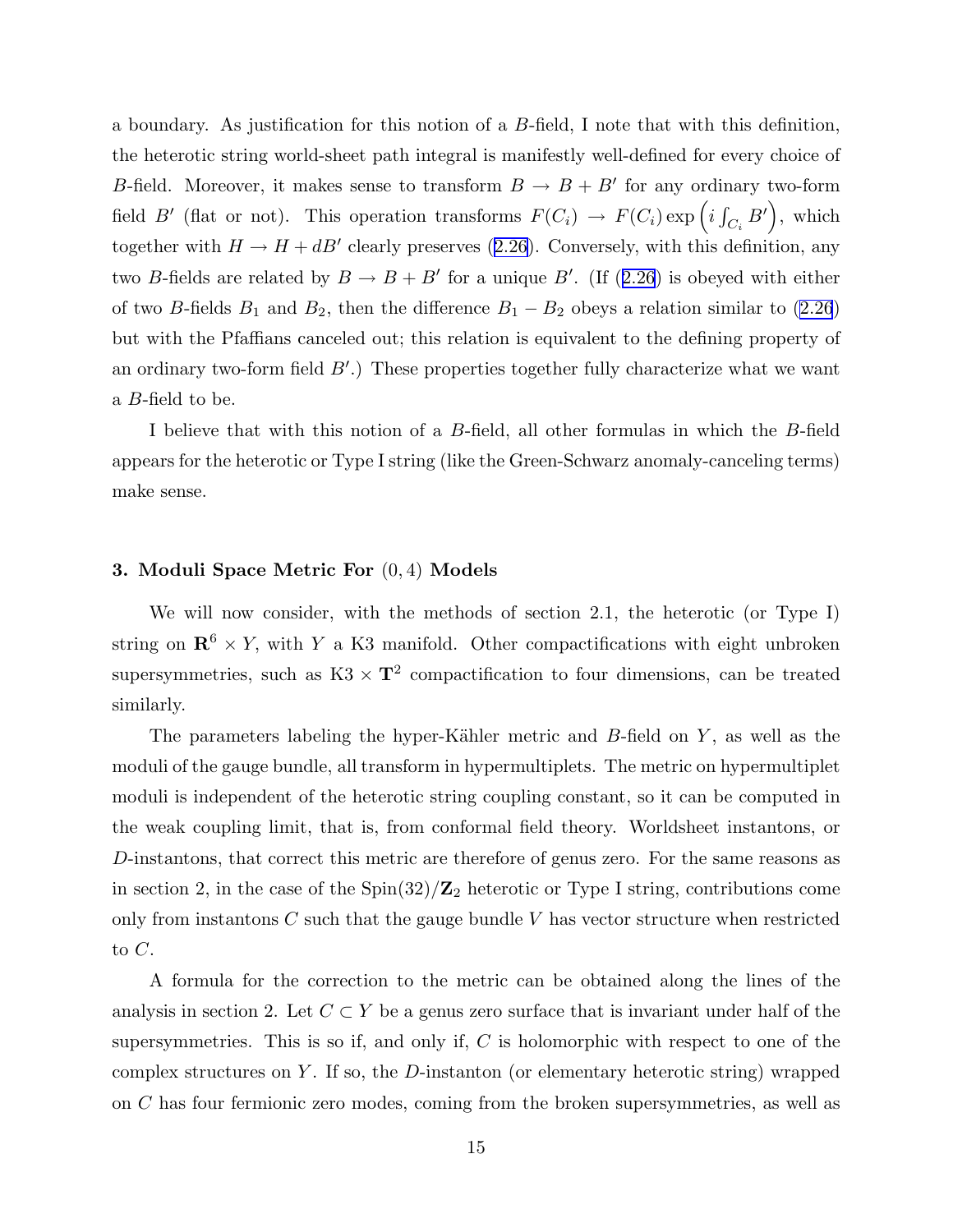a boundary. As justification for this notion of a $B$-field, I note that with this definition, the heterotic string world-sheet path integral is manifestly well-defined for every choice of $B$-field. Moreover, it makes sense to transform $B \to B + B'$ for any ordinary two-form field $B'$ (flat or not). This operation transforms $F(C_i) \to F(C_i) \exp\left(i \int_{C_i} B'\right)$, which together with $H \to H + dB'$ clearly preserves (2.26). Conversely, with this definition, any two $B$-fields are related by $B \to B + B'$ for a unique $B'$. (If (2.26) is obeyed with either of two $B$-fields $B_1$ and $B_2$, then the difference $B_1 - B_2$ obeys a relation similar to (2.26) but with the Pfaffians canceled out; this relation is equivalent to the defining property of an ordinary two-form field $B'$.) These properties together fully characterize what we want a $B$-field to be.

I believe that with this notion of a $B$-field, all other formulas in which the $B$-field appears for the heterotic or Type I string (like the Green-Schwarz anomaly-canceling terms) make sense.

### 3. Moduli Space Metric For $(0, 4)$ Models

We will now consider, with the methods of section 2.1, the heterotic (or Type I) string on $\mathbf{R}^6 \times Y$, with $Y$ a K3 manifold. Other compactifications with eight unbroken supersymmetries, such as K3 $\times$ $\mathbf{T}^2$ compactification to four dimensions, can be treated similarly.

The parameters labeling the hyper-Kähler metric and $B$-field on $Y$, as well as the moduli of the gauge bundle, all transform in hypermultiplets. The metric on hypermultiplet moduli is independent of the heterotic string coupling constant, so it can be computed in the weak coupling limit, that is, from conformal field theory. Worldsheet instantons, or $D$-instantons, that correct this metric are therefore of genus zero. For the same reasons as in section 2, in the case of the $\mathrm{Spin}(32)/\mathbf{Z}_2$ heterotic or Type I string, contributions come only from instantons $C$ such that the gauge bundle $V$ has vector structure when restricted to $C$.

A formula for the correction to the metric can be obtained along the lines of the analysis in section 2. Let $C \subset Y$ be a genus zero surface that is invariant under half of the supersymmetries. This is so if, and only if, $C$ is holomorphic with respect to one of the complex structures on $Y$. If so, the $D$-instanton (or elementary heterotic string) wrapped on $C$ has four fermionic zero modes, coming from the broken supersymmetries, as well as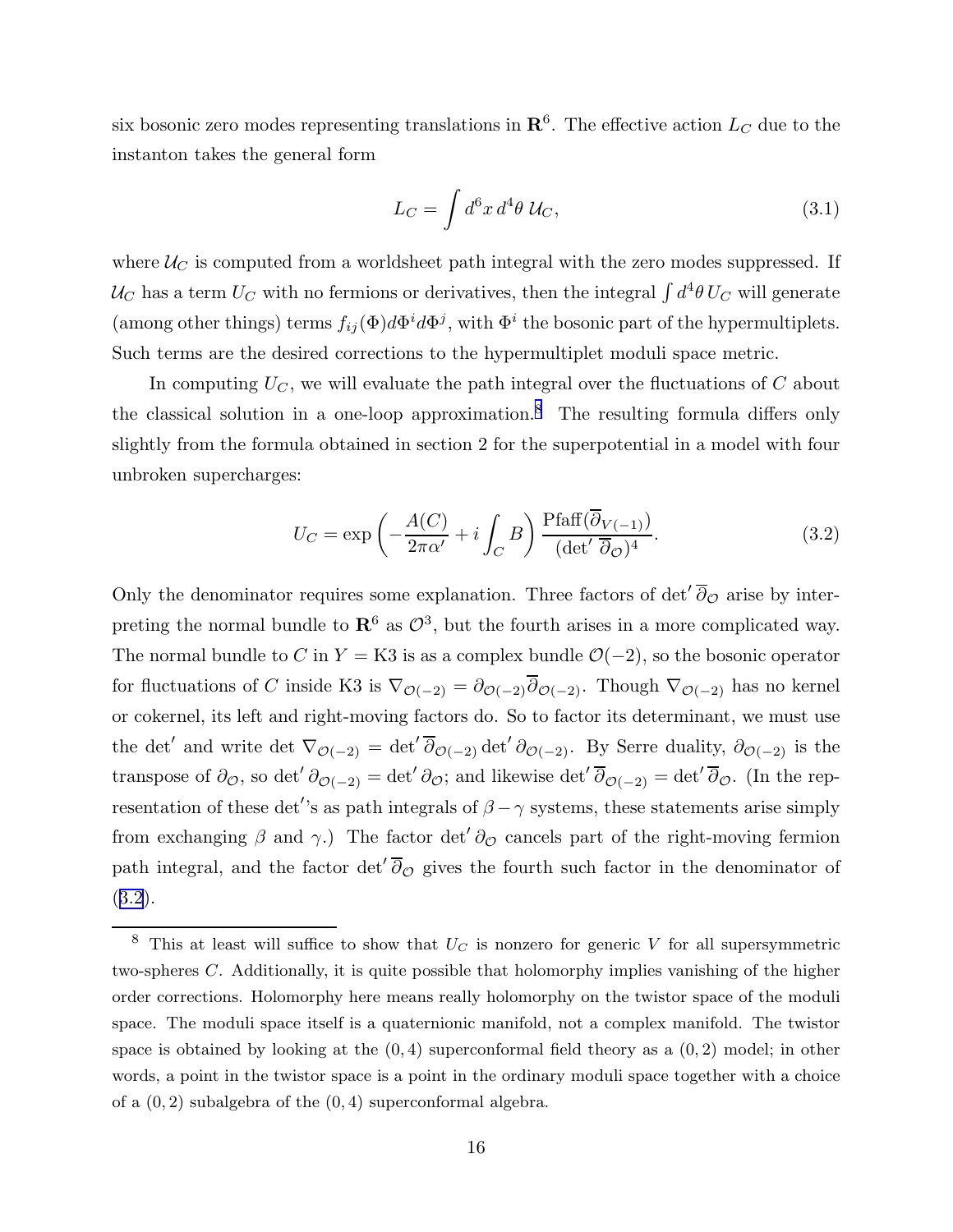six bosonic zero modes representing translations in $\mathbf{R}^6$. The effective action $L_C$ due to the instanton takes the general form

$$L_C = \int d^6x\, d^4\theta\, \mathcal{U}_C, \tag{3.1}$$

where $\mathcal{U}_C$ is computed from a worldsheet path integral with the zero modes suppressed. If $\mathcal{U}_C$ has a term $U_C$ with no fermions or derivatives, then the integral $\int d^4\theta\, U_C$ will generate (among other things) terms $f_{ij}(\Phi) d\Phi^i d\Phi^j$, with $\Phi^i$ the bosonic part of the hypermultiplets. Such terms are the desired corrections to the hypermultiplet moduli space metric.

In computing $U_C$, we will evaluate the path integral over the fluctuations of $C$ about the classical solution in a one-loop approximation.[8] The resulting formula differs only slightly from the formula obtained in section 2 for the superpotential in a model with four unbroken supercharges:

$$U_C = \exp\left(-\frac{A(C)}{2\pi\alpha'} + i\int_C B\right) \frac{\mathrm{Pfaff}(\overline{\partial}_{V(-1)})}{(\det{}'\,\overline{\partial}_{\mathcal{O}})^4}. \tag{3.2}$$

Only the denominator requires some explanation. Three factors of $\det{}'\,\overline{\partial}_{\mathcal{O}}$ arise by interpreting the normal bundle to $\mathbf{R}^6$ as $\mathcal{O}^3$, but the fourth arises in a more complicated way. The normal bundle to $C$ in $Y = \mathrm{K3}$ is as a complex bundle $\mathcal{O}(-2)$, so the bosonic operator for fluctuations of $C$ inside K3 is $\nabla_{\mathcal{O}(-2)} = \partial_{\mathcal{O}(-2)}\overline{\partial}_{\mathcal{O}(-2)}$. Though $\nabla_{\mathcal{O}(-2)}$ has no kernel or cokernel, its left and right-moving factors do. So to factor its determinant, we must use the $\det{}'$ and write $\det \nabla_{\mathcal{O}(-2)} = \det{}'\,\overline{\partial}_{\mathcal{O}(-2)} \det{}'\,\partial_{\mathcal{O}(-2)}$. By Serre duality, $\partial_{\mathcal{O}(-2)}$ is the transpose of $\partial_{\mathcal{O}}$, so $\det{}'\,\partial_{\mathcal{O}(-2)} = \det{}'\,\partial_{\mathcal{O}}$; and likewise $\det{}'\,\overline{\partial}_{\mathcal{O}(-2)} = \det{}'\,\overline{\partial}_{\mathcal{O}}$. (In the representation of these $\det{}'$'s as path integrals of $\beta - \gamma$ systems, these statements arise simply from exchanging $\beta$ and $\gamma$.) The factor $\det{}'\,\partial_{\mathcal{O}}$ cancels part of the right-moving fermion path integral, and the factor $\det{}'\,\overline{\partial}_{\mathcal{O}}$ gives the fourth such factor in the denominator of (3.2).

---

[8] This at least will suffice to show that $U_C$ is nonzero for generic $V$ for all supersymmetric two-spheres $C$. Additionally, it is quite possible that holomorphy implies vanishing of the higher order corrections. Holomorphy here means really holomorphy on the twistor space of the moduli space. The moduli space itself is a quaternionic manifold, not a complex manifold. The twistor space is obtained by looking at the $(0,4)$ superconformal field theory as a $(0,2)$ model; in other words, a point in the twistor space is a point in the ordinary moduli space together with a choice of a $(0,2)$ subalgebra of the $(0,4)$ superconformal algebra.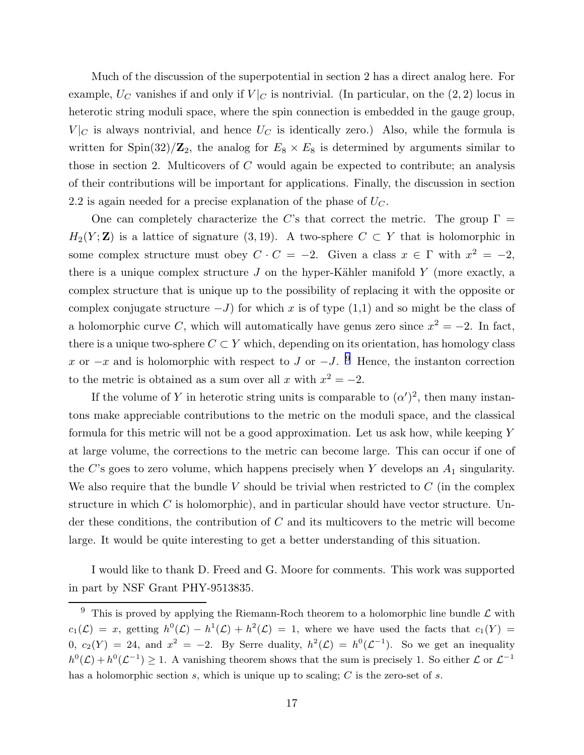Much of the discussion of the superpotential in section 2 has a direct analog here. For example, $U_C$ vanishes if and only if $V|_C$ is nontrivial. (In particular, on the $(2,2)$ locus in heterotic string moduli space, where the spin connection is embedded in the gauge group, $V|_C$ is always nontrivial, and hence $U_C$ is identically zero.) Also, while the formula is written for $\mathrm{Spin}(32)/\mathbf{Z}_2$, the analog for $E_8 \times E_8$ is determined by arguments similar to those in section 2. Multicovers of $C$ would again be expected to contribute; an analysis of their contributions will be important for applications. Finally, the discussion in section 2.2 is again needed for a precise explanation of the phase of $U_C$.

One can completely characterize the $C$'s that correct the metric. The group $\Gamma = H_2(Y;\mathbf{Z})$ is a lattice of signature $(3,19)$. A two-sphere $C \subset Y$ that is holomorphic in some complex structure must obey $C \cdot C = -2$. Given a class $x \in \Gamma$ with $x^2 = -2$, there is a unique complex structure $J$ on the hyper-Kähler manifold $Y$ (more exactly, a complex structure that is unique up to the possibility of replacing it with the opposite or complex conjugate structure $-J$) for which $x$ is of type (1,1) and so might be the class of a holomorphic curve $C$, which will automatically have genus zero since $x^2 = -2$. In fact, there is a unique two-sphere $C \subset Y$ which, depending on its orientation, has homology class $x$ or $-x$ and is holomorphic with respect to $J$ or $-J$. [9] Hence, the instanton correction to the metric is obtained as a sum over all $x$ with $x^2 = -2$.

If the volume of $Y$ in heterotic string units is comparable to $(\alpha')^2$, then many instantons make appreciable contributions to the metric on the moduli space, and the classical formula for this metric will not be a good approximation. Let us ask how, while keeping $Y$ at large volume, the corrections to the metric can become large. This can occur if one of the $C$'s goes to zero volume, which happens precisely when $Y$ develops an $A_1$ singularity. We also require that the bundle $V$ should be trivial when restricted to $C$ (in the complex structure in which $C$ is holomorphic), and in particular should have vector structure. Under these conditions, the contribution of $C$ and its multicovers to the metric will become large. It would be quite interesting to get a better understanding of this situation.

I would like to thank D. Freed and G. Moore for comments. This work was supported in part by NSF Grant PHY-9513835.

---

[9] This is proved by applying the Riemann-Roch theorem to a holomorphic line bundle $\mathcal{L}$ with $c_1(\mathcal{L}) = x$, getting $h^0(\mathcal{L}) - h^1(\mathcal{L}) + h^2(\mathcal{L}) = 1$, where we have used the facts that $c_1(Y) = 0$, $c_2(Y) = 24$, and $x^2 = -2$. By Serre duality, $h^2(\mathcal{L}) = h^0(\mathcal{L}^{-1})$. So we get an inequality $h^0(\mathcal{L}) + h^0(\mathcal{L}^{-1}) \geq 1$. A vanishing theorem shows that the sum is precisely 1. So either $\mathcal{L}$ or $\mathcal{L}^{-1}$ has a holomorphic section $s$, which is unique up to scaling; $C$ is the zero-set of $s$.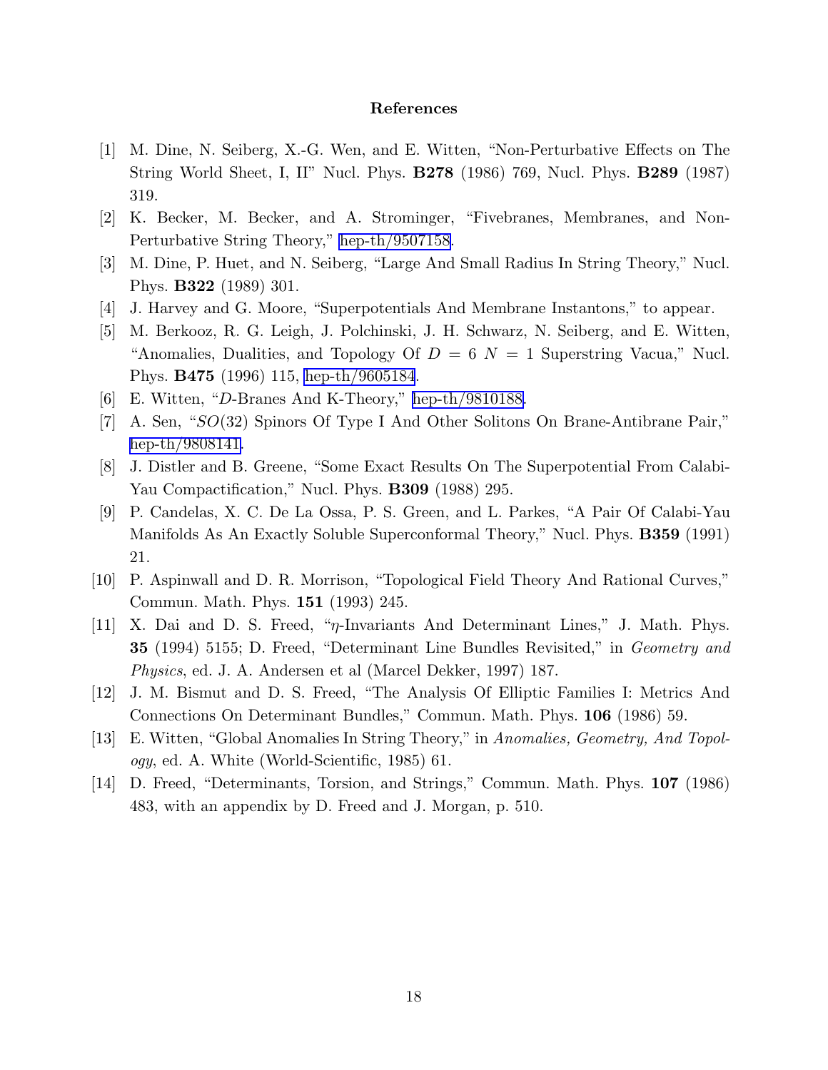## References

[1] M. Dine, N. Seiberg, X.-G. Wen, and E. Witten, "Non-Perturbative Effects on The String World Sheet, I, II" Nucl. Phys. **B278** (1986) 769, Nucl. Phys. **B289** (1987) 319.

[2] K. Becker, M. Becker, and A. Strominger, "Fivebranes, Membranes, and Non-Perturbative String Theory," hep-th/9507158.

[3] M. Dine, P. Huet, and N. Seiberg, "Large And Small Radius In String Theory," Nucl. Phys. **B322** (1989) 301.

[4] J. Harvey and G. Moore, "Superpotentials And Membrane Instantons," to appear.

[5] M. Berkooz, R. G. Leigh, J. Polchinski, J. H. Schwarz, N. Seiberg, and E. Witten, "Anomalies, Dualities, and Topology Of $D = 6$ $N = 1$ Superstring Vacua," Nucl. Phys. **B475** (1996) 115, hep-th/9605184.

[6] E. Witten, "$D$-Branes And K-Theory," hep-th/9810188.

[7] A. Sen, "$SO(32)$ Spinors Of Type I And Other Solitons On Brane-Antibrane Pair," hep-th/9808141.

[8] J. Distler and B. Greene, "Some Exact Results On The Superpotential From Calabi-Yau Compactification," Nucl. Phys. **B309** (1988) 295.

[9] P. Candelas, X. C. De La Ossa, P. S. Green, and L. Parkes, "A Pair Of Calabi-Yau Manifolds As An Exactly Soluble Superconformal Theory," Nucl. Phys. **B359** (1991) 21.

[10] P. Aspinwall and D. R. Morrison, "Topological Field Theory And Rational Curves," Commun. Math. Phys. **151** (1993) 245.

[11] X. Dai and D. S. Freed, "$\eta$-Invariants And Determinant Lines," J. Math. Phys. **35** (1994) 5155; D. Freed, "Determinant Line Bundles Revisited," in *Geometry and Physics*, ed. J. A. Andersen et al (Marcel Dekker, 1997) 187.

[12] J. M. Bismut and D. S. Freed, "The Analysis Of Elliptic Families I: Metrics And Connections On Determinant Bundles," Commun. Math. Phys. **106** (1986) 59.

[13] E. Witten, "Global Anomalies In String Theory," in *Anomalies, Geometry, And Topology*, ed. A. White (World-Scientific, 1985) 61.

[14] D. Freed, "Determinants, Torsion, and Strings," Commun. Math. Phys. **107** (1986) 483, with an appendix by D. Freed and J. Morgan, p. 510.